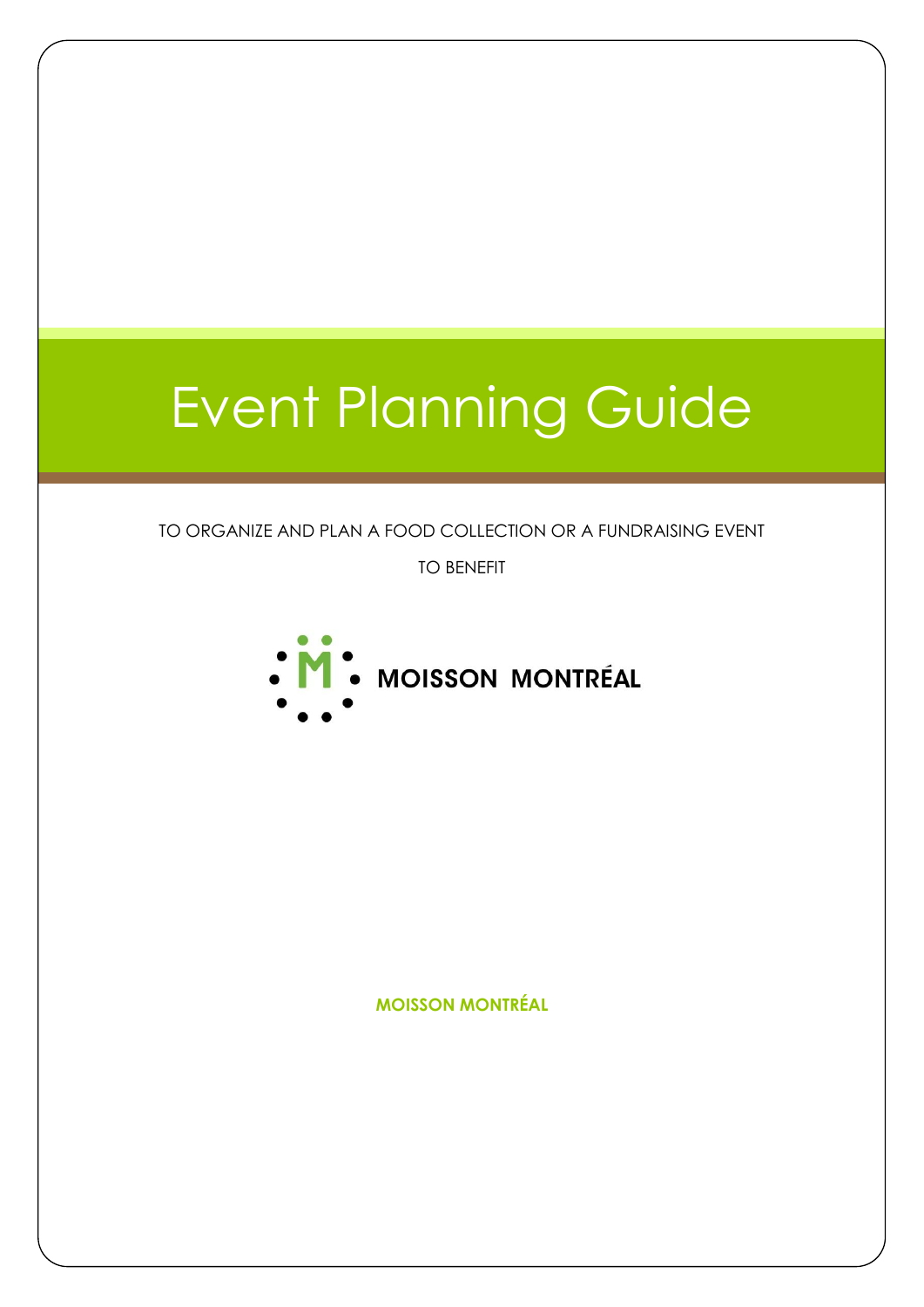# Event Planning Guide

TO ORGANIZE AND PLAN A FOOD COLLECTION OR A FUNDRAISING EVENT

TO BENEFIT

**MOISSON MONTRÉAL**

**MOISSON MONTRÉAL**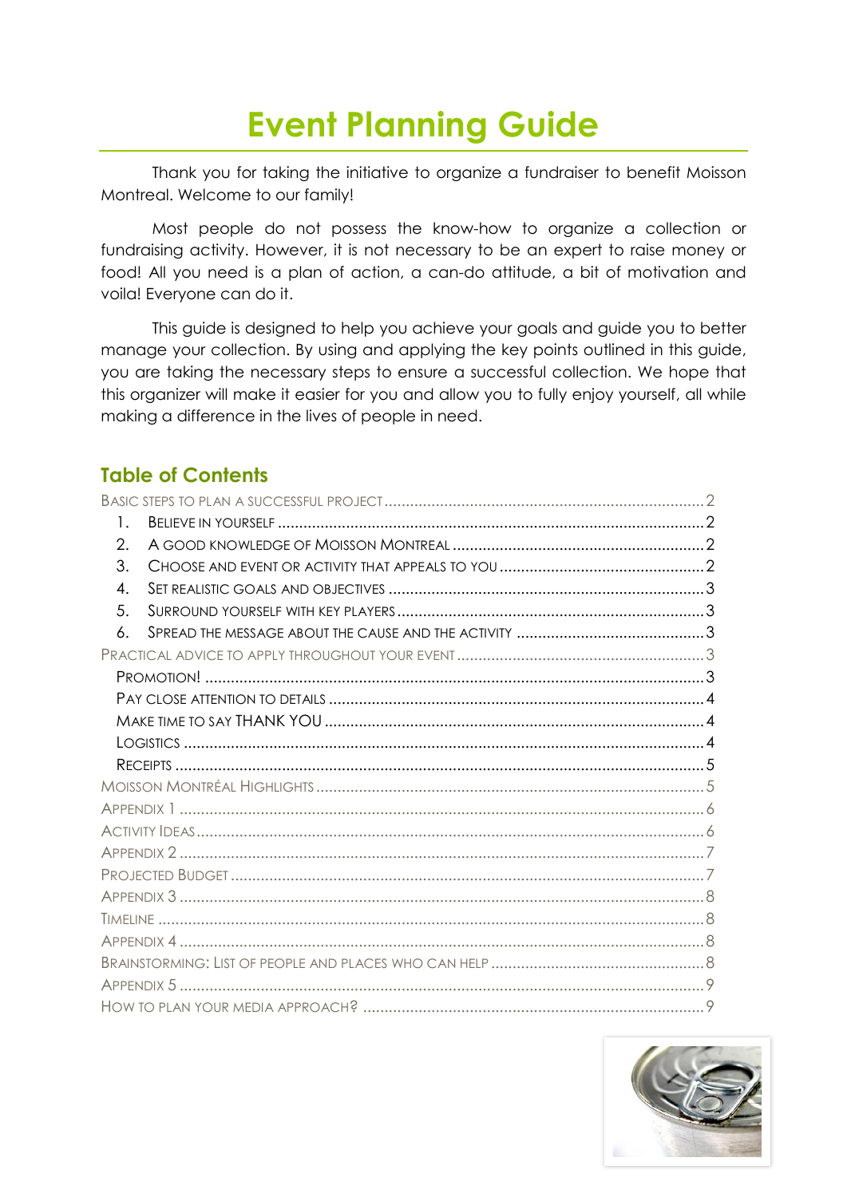# Event Planning Guide

Thank you for taking the initiative to organize a fundraiser to benefit Moisson Montreal. Welcome to our family!

Most people do not possess the know-how to organize a collection or fundraising activity. However, it is not necessary to be an expert to raise money or food! All you need is a plan of action, a can-do attitude, a bit of motivation and voila! Everyone can do it.

This guide is designed to help you achieve your goals and guide you to better manage your collection. By using and applying the key points outlined in this guide, you are taking the necessary steps to ensure a successful collection. We hope that this organizer will make it easier for you and allow you to fully enjoy yourself, all while making a difference in the lives of people in need.

## Table of Contents

- Basic steps to plan a successful project .......... 2
  1. Believe in yourself .......... 2
  2. A good knowledge of Moisson Montreal .......... 2
  3. Choose and event or activity that appeals to you .......... 2
  4. Set realistic goals and objectives .......... 3
  5. Surround yourself with key players .......... 3
  6. Spread the message about the cause and the activity .......... 3
- Practical advice to apply throughout your event .......... 3
  - Promotion! .......... 3
  - Pay close attention to details .......... 4
  - Make time to say THANK YOU .......... 4
  - Logistics .......... 4
  - Receipts .......... 5
- Moisson Montréal Highlights .......... 5
- Appendix 1 .......... 6
- Activity Ideas .......... 6
- Appendix 2 .......... 7
- Projected Budget .......... 7
- Appendix 3 .......... 8
- Timeline .......... 8
- Appendix 4 .......... 8
- Brainstorming: List of people and places who can help .......... 8
- Appendix 5 .......... 9
- How to plan your media approach? .......... 9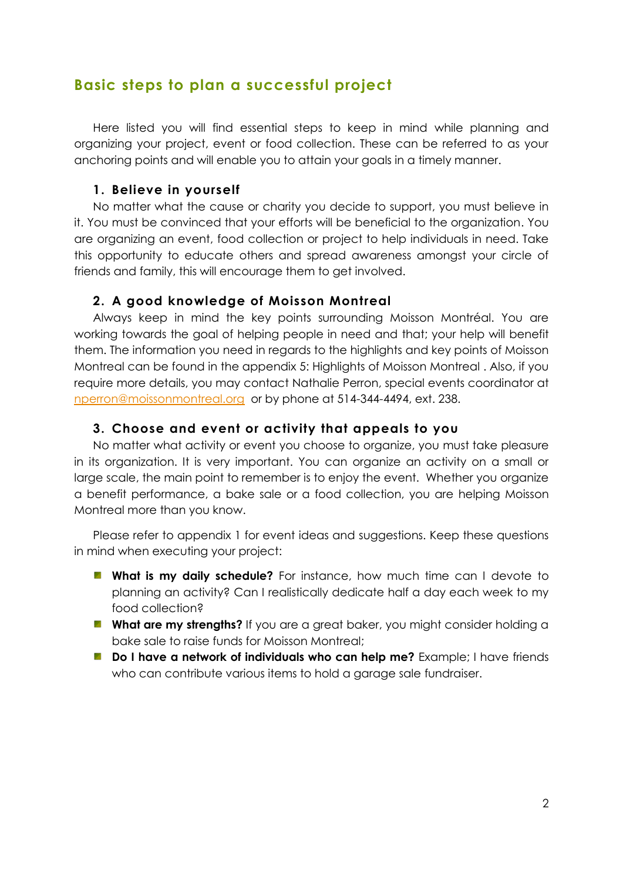## Basic steps to plan a successful project

Here listed you will find essential steps to keep in mind while planning and organizing your project, event or food collection. These can be referred to as your anchoring points and will enable you to attain your goals in a timely manner.

### 1. Believe in yourself

No matter what the cause or charity you decide to support, you must believe in it. You must be convinced that your efforts will be beneficial to the organization. You are organizing an event, food collection or project to help individuals in need. Take this opportunity to educate others and spread awareness amongst your circle of friends and family, this will encourage them to get involved.

### 2. A good knowledge of Moisson Montreal

Always keep in mind the key points surrounding Moisson Montréal. You are working towards the goal of helping people in need and that; your help will benefit them. The information you need in regards to the highlights and key points of Moisson Montreal can be found in the appendix 5: Highlights of Moisson Montreal . Also, if you require more details, you may contact Nathalie Perron, special events coordinator at nperron@moissonmontreal.org or by phone at 514-344-4494, ext. 238.

### 3. Choose and event or activity that appeals to you

No matter what activity or event you choose to organize, you must take pleasure in its organization. It is very important. You can organize an activity on a small or large scale, the main point to remember is to enjoy the event. Whether you organize a benefit performance, a bake sale or a food collection, you are helping Moisson Montreal more than you know.

Please refer to appendix 1 for event ideas and suggestions. Keep these questions in mind when executing your project:

- **What is my daily schedule?** For instance, how much time can I devote to planning an activity? Can I realistically dedicate half a day each week to my food collection?
- **What are my strengths?** If you are a great baker, you might consider holding a bake sale to raise funds for Moisson Montreal;
- **Do I have a network of individuals who can help me?** Example; I have friends who can contribute various items to hold a garage sale fundraiser.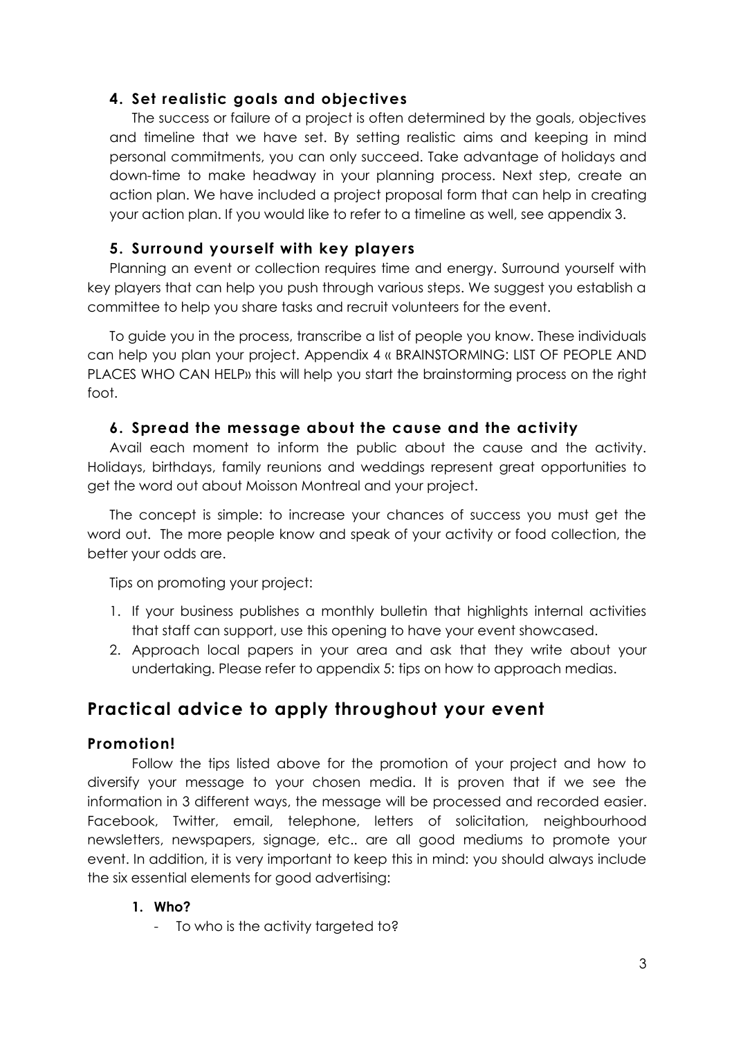### 4. Set realistic goals and objectives

The success or failure of a project is often determined by the goals, objectives and timeline that we have set. By setting realistic aims and keeping in mind personal commitments, you can only succeed. Take advantage of holidays and down-time to make headway in your planning process. Next step, create an action plan. We have included a project proposal form that can help in creating your action plan. If you would like to refer to a timeline as well, see appendix 3.

### 5. Surround yourself with key players

Planning an event or collection requires time and energy. Surround yourself with key players that can help you push through various steps. We suggest you establish a committee to help you share tasks and recruit volunteers for the event.

To guide you in the process, transcribe a list of people you know. These individuals can help you plan your project. Appendix 4 « BRAINSTORMING: LIST OF PEOPLE AND PLACES WHO CAN HELP» this will help you start the brainstorming process on the right foot.

### 6. Spread the message about the cause and the activity

Avail each moment to inform the public about the cause and the activity. Holidays, birthdays, family reunions and weddings represent great opportunities to get the word out about Moisson Montreal and your project.

The concept is simple: to increase your chances of success you must get the word out. The more people know and speak of your activity or food collection, the better your odds are.

Tips on promoting your project:

1. If your business publishes a monthly bulletin that highlights internal activities that staff can support, use this opening to have your event showcased.
2. Approach local papers in your area and ask that they write about your undertaking. Please refer to appendix 5: tips on how to approach medias.

## Practical advice to apply throughout your event

### Promotion!

Follow the tips listed above for the promotion of your project and how to diversify your message to your chosen media. It is proven that if we see the information in 3 different ways, the message will be processed and recorded easier. Facebook, Twitter, email, telephone, letters of solicitation, neighbourhood newsletters, newspapers, signage, etc.. are all good mediums to promote your event. In addition, it is very important to keep this in mind: you should always include the six essential elements for good advertising:

1. **Who?**
   - To who is the activity targeted to?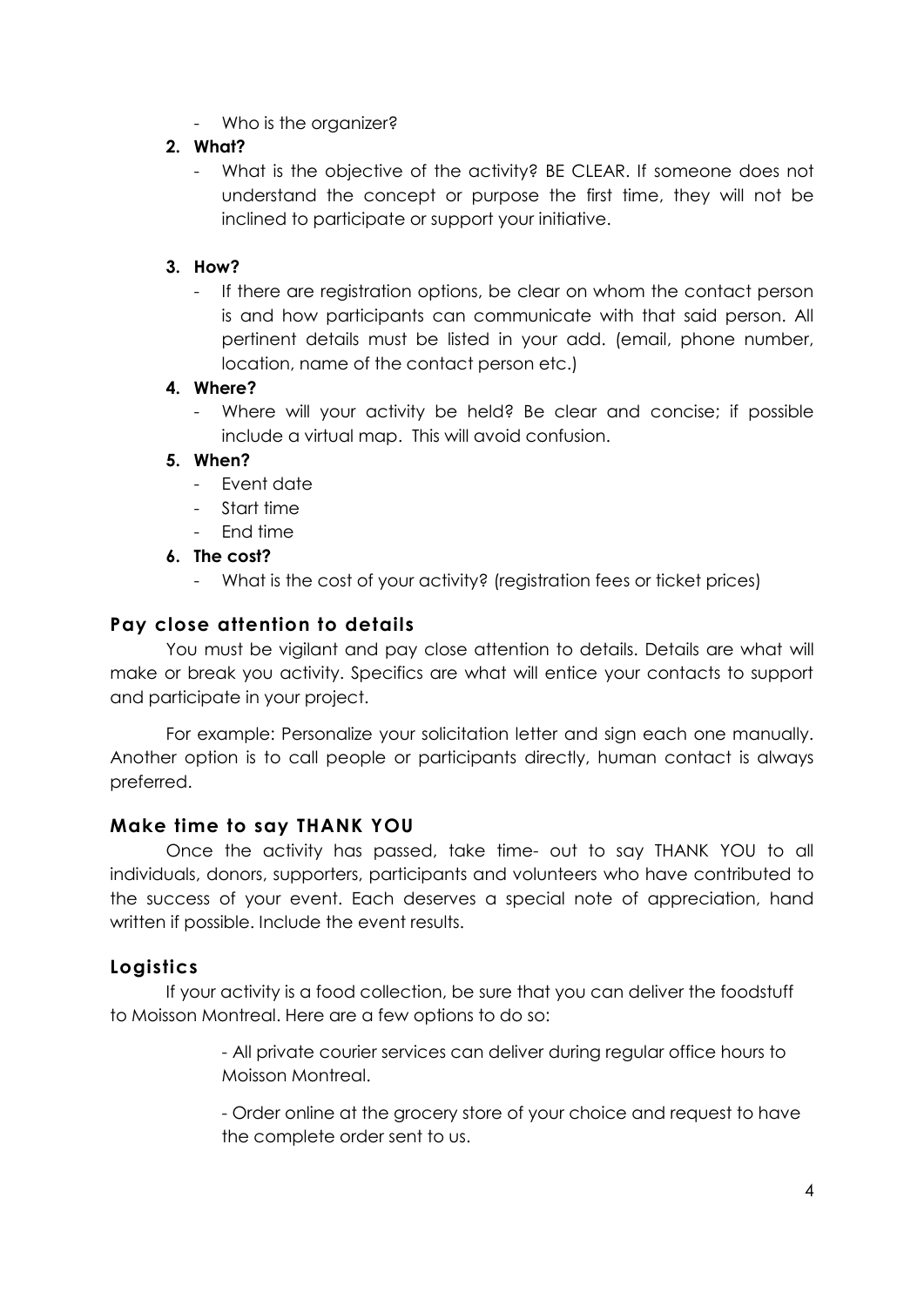- Who is the organizer?

2. **What?**
   - What is the objective of the activity? BE CLEAR. If someone does not understand the concept or purpose the first time, they will not be inclined to participate or support your initiative.

3. **How?**
   - If there are registration options, be clear on whom the contact person is and how participants can communicate with that said person. All pertinent details must be listed in your add. (email, phone number, location, name of the contact person etc.)

4. **Where?**
   - Where will your activity be held? Be clear and concise; if possible include a virtual map. This will avoid confusion.

5. **When?**
   - Event date
   - Start time
   - End time

6. **The cost?**
   - What is the cost of your activity? (registration fees or ticket prices)

## Pay close attention to details

You must be vigilant and pay close attention to details. Details are what will make or break you activity. Specifics are what will entice your contacts to support and participate in your project.

For example: Personalize your solicitation letter and sign each one manually. Another option is to call people or participants directly, human contact is always preferred.

## Make time to say THANK YOU

Once the activity has passed, take time- out to say THANK YOU to all individuals, donors, supporters, participants and volunteers who have contributed to the success of your event. Each deserves a special note of appreciation, hand written if possible. Include the event results.

## Logistics

If your activity is a food collection, be sure that you can deliver the foodstuff to Moisson Montreal. Here are a few options to do so:

- All private courier services can deliver during regular office hours to Moisson Montreal.

- Order online at the grocery store of your choice and request to have the complete order sent to us.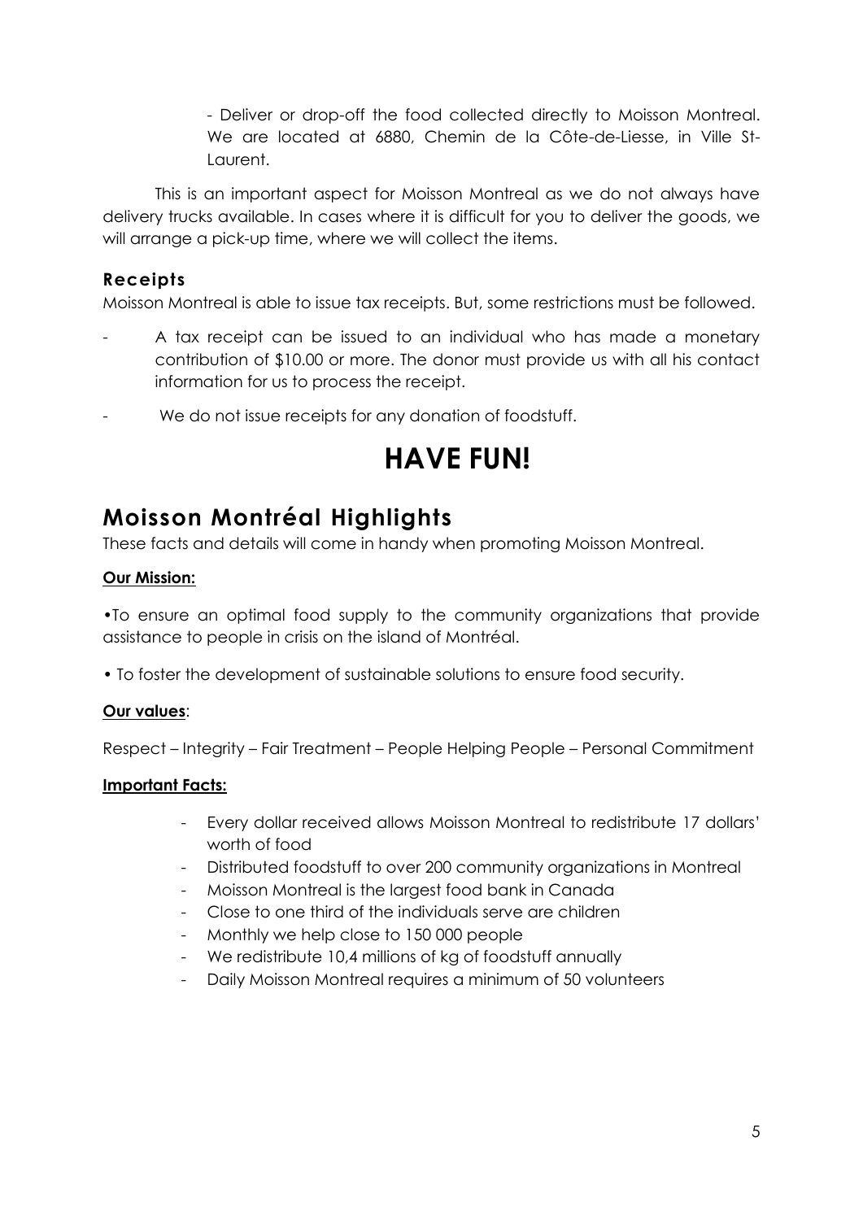- Deliver or drop-off the food collected directly to Moisson Montreal. We are located at 6880, Chemin de la Côte-de-Liesse, in Ville St-Laurent.

This is an important aspect for Moisson Montreal as we do not always have delivery trucks available. In cases where it is difficult for you to deliver the goods, we will arrange a pick-up time, where we will collect the items.

### Receipts

Moisson Montreal is able to issue tax receipts. But, some restrictions must be followed.

- A tax receipt can be issued to an individual who has made a monetary contribution of $10.00 or more. The donor must provide us with all his contact information for us to process the receipt.
- We do not issue receipts for any donation of foodstuff.

# HAVE FUN!

## Moisson Montréal Highlights

These facts and details will come in handy when promoting Moisson Montreal.

**Our Mission:**

•To ensure an optimal food supply to the community organizations that provide assistance to people in crisis on the island of Montréal.

• To foster the development of sustainable solutions to ensure food security.

**Our values**:

Respect – Integrity – Fair Treatment – People Helping People – Personal Commitment

**Important Facts:**

- Every dollar received allows Moisson Montreal to redistribute 17 dollars' worth of food
- Distributed foodstuff to over 200 community organizations in Montreal
- Moisson Montreal is the largest food bank in Canada
- Close to one third of the individuals serve are children
- Monthly we help close to 150 000 people
- We redistribute 10,4 millions of kg of foodstuff annually
- Daily Moisson Montreal requires a minimum of 50 volunteers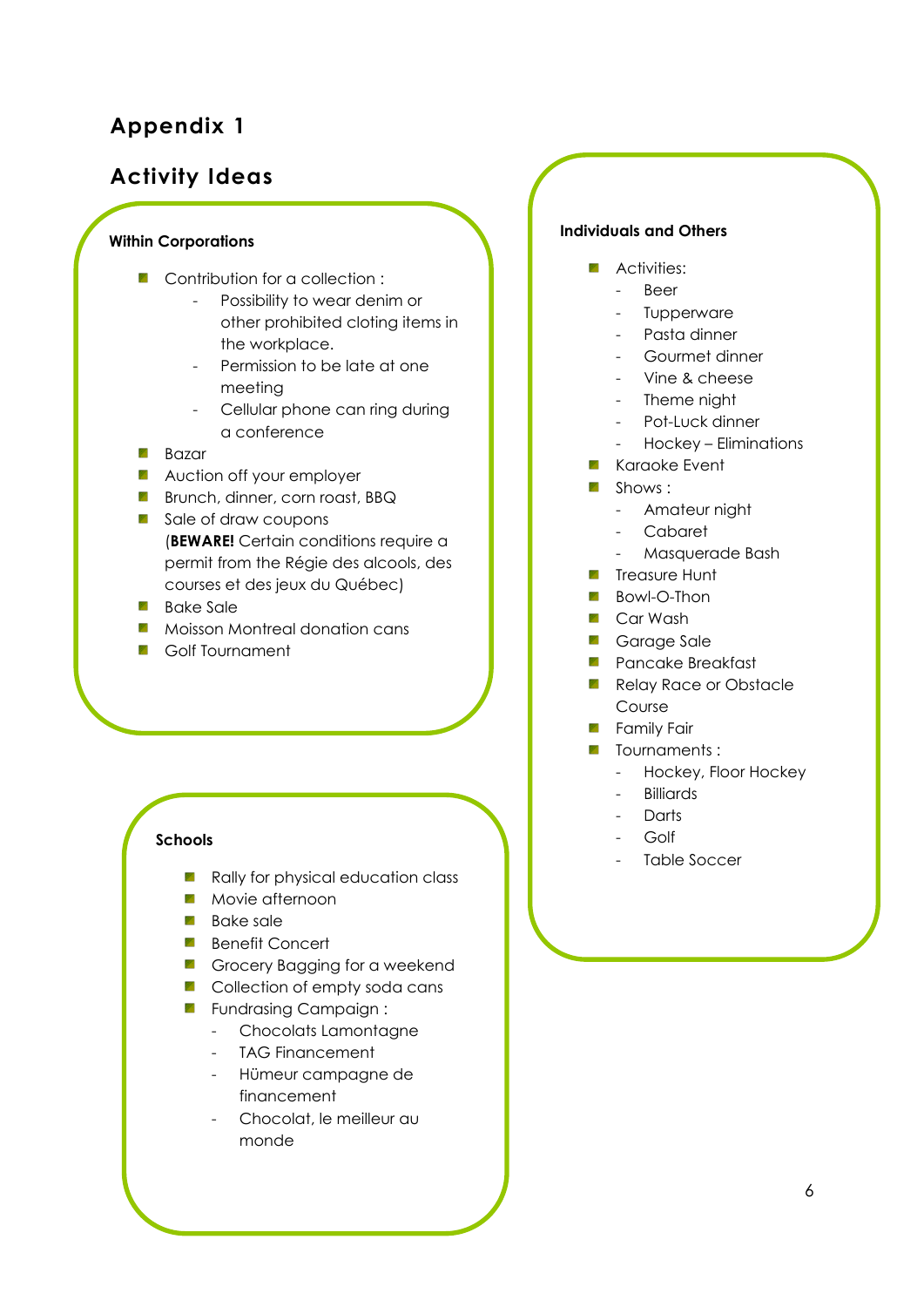## Appendix 1

## Activity Ideas

### Within Corporations

- Contribution for a collection :
  - Possibility to wear denim or other prohibited cloting items in the workplace.
  - Permission to be late at one meeting
  - Cellular phone can ring during a conference
- Bazar
- Auction off your employer
- Brunch, dinner, corn roast, BBQ
- Sale of draw coupons (**BEWARE!** Certain conditions require a permit from the Régie des alcools, des courses et des jeux du Québec)
- Bake Sale
- Moisson Montreal donation cans
- Golf Tournament

### Schools

- Rally for physical education class
- Movie afternoon
- Bake sale
- Benefit Concert
- Grocery Bagging for a weekend
- Collection of empty soda cans
- Fundrasing Campaign :
  - Chocolats Lamontagne
  - TAG Financement
  - Hümeur campagne de financement
  - Chocolat, le meilleur au monde

### Individuals and Others

- Activities:
  - Beer
  - Tupperware
  - Pasta dinner
  - Gourmet dinner
  - Vine & cheese
  - Theme night
  - Pot-Luck dinner
  - Hockey – Eliminations
- Karaoke Event
- Shows :
  - Amateur night
  - Cabaret
  - Masquerade Bash
- Treasure Hunt
- Bowl-O-Thon
- Car Wash
- Garage Sale
- Pancake Breakfast
- Relay Race or Obstacle Course
- Family Fair
- Tournaments :
  - Hockey, Floor Hockey
  - Billiards
  - Darts
  - Golf
  - Table Soccer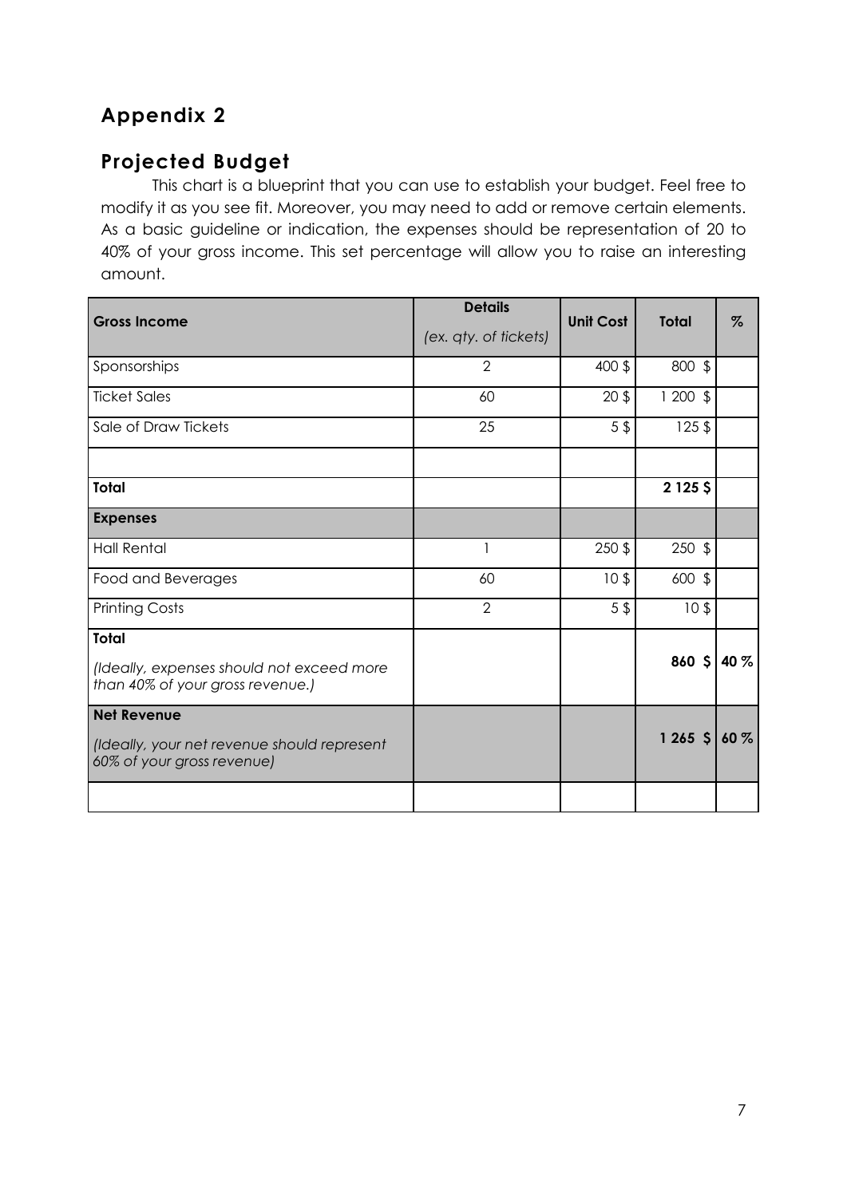## Appendix 2

### Projected Budget

This chart is a blueprint that you can use to establish your budget. Feel free to modify it as you see fit. Moreover, you may need to add or remove certain elements. As a basic guideline or indication, the expenses should be representation of 20 to 40% of your gross income. This set percentage will allow you to raise an interesting amount.

| **Gross Income** | **Details** *(ex. qty. of tickets)* | **Unit Cost** | **Total** | **%** |
|---|---|---|---|---|
| Sponsorships | 2 | 400 $ | 800 $ | |
| Ticket Sales | 60 | 20 $ | 1 200 $ | |
| Sale of Draw Tickets | 25 | 5 $ | 125 $ | |
| | | | | |
| **Total** | | | **2 125 $** | |
| **Expenses** | | | | |
| Hall Rental | 1 | 250 $ | 250 $ | |
| Food and Beverages | 60 | 10 $ | 600 $ | |
| Printing Costs | 2 | 5 $ | 10 $ | |
| **Total** *(Ideally, expenses should not exceed more than 40% of your gross revenue.)* | | | **860 $** | **40 %** |
| **Net Revenue** *(Ideally, your net revenue should represent 60% of your gross revenue)* | | | **1 265 $** | **60 %** |
| | | | | |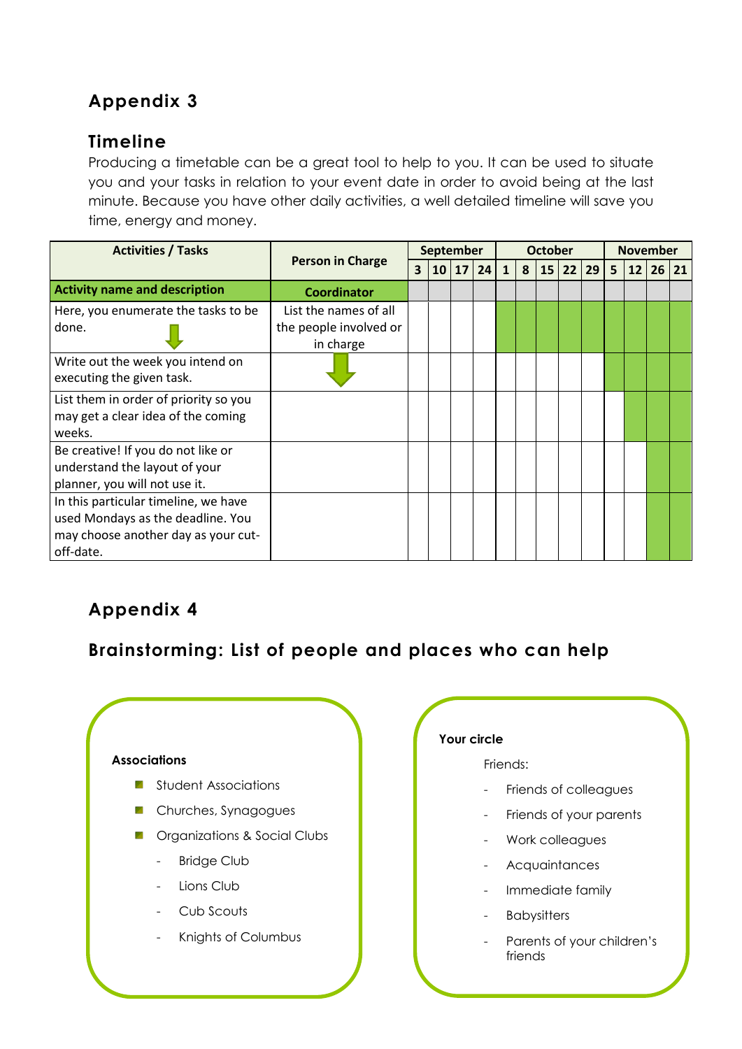# Appendix 3

## Timeline

Producing a timetable can be a great tool to help to you. It can be used to situate you and your tasks in relation to your event date in order to avoid being at the last minute. Because you have other daily activities, a well detailed timeline will save you time, energy and money.

| Activities / Tasks | Person in Charge | September | | | | October | | | | | November | | | |
|---|---|---|---|---|---|---|---|---|---|---|---|---|---|---|
| | | 3 | 10 | 17 | 24 | 1 | 8 | 15 | 22 | 29 | 5 | 12 | 26 | 21 |
| **Activity name and description** | **Coordinator** | | | | | | | | | | | | | |
| Here, you enumerate the tasks to be done. | List the names of all the people involved or in charge | | | | | | | | | | | | | |
| Write out the week you intend on executing the given task. | | | | | | | | | | | | | | |
| List them in order of priority so you may get a clear idea of the coming weeks. | | | | | | | | | | | | | | |
| Be creative! If you do not like or understand the layout of your planner, you will not use it. | | | | | | | | | | | | | | |
| In this particular timeline, we have used Mondays as the deadline. You may choose another day as your cut-off-date. | | | | | | | | | | | | | | |

# Appendix 4

## Brainstorming: List of people and places who can help

**Associations**

- Student Associations
- Churches, Synagogues
- Organizations & Social Clubs
  - Bridge Club
  - Lions Club
  - Cub Scouts
  - Knights of Columbus

**Your circle**

Friends:

- Friends of colleagues
- Friends of your parents
- Work colleagues
- Acquaintances
- Immediate family
- Babysitters
- Parents of your children's friends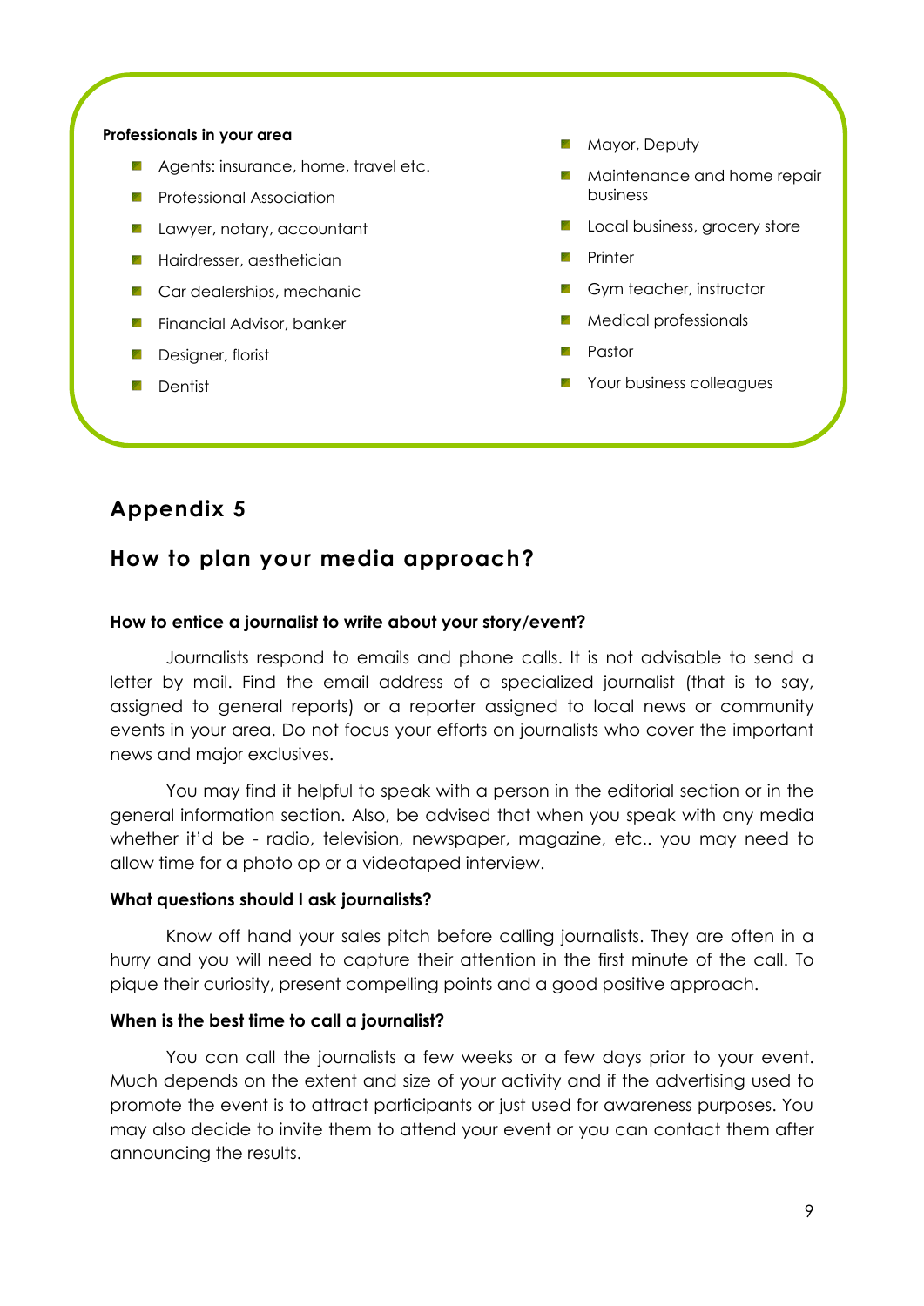**Professionals in your area**

- Agents: insurance, home, travel etc.
- Professional Association
- Lawyer, notary, accountant
- Hairdresser, aesthetician
- Car dealerships, mechanic
- Financial Advisor, banker
- Designer, florist
- Dentist
- Mayor, Deputy
- Maintenance and home repair business
- Local business, grocery store
- Printer
- Gym teacher, instructor
- Medical professionals
- Pastor
- Your business colleagues

## Appendix 5

## How to plan your media approach?

**How to entice a journalist to write about your story/event?**

Journalists respond to emails and phone calls. It is not advisable to send a letter by mail. Find the email address of a specialized journalist (that is to say, assigned to general reports) or a reporter assigned to local news or community events in your area. Do not focus your efforts on journalists who cover the important news and major exclusives.

You may find it helpful to speak with a person in the editorial section or in the general information section. Also, be advised that when you speak with any media whether it'd be - radio, television, newspaper, magazine, etc.. you may need to allow time for a photo op or a videotaped interview.

**What questions should I ask journalists?**

Know off hand your sales pitch before calling journalists. They are often in a hurry and you will need to capture their attention in the first minute of the call. To pique their curiosity, present compelling points and a good positive approach.

**When is the best time to call a journalist?**

You can call the journalists a few weeks or a few days prior to your event. Much depends on the extent and size of your activity and if the advertising used to promote the event is to attract participants or just used for awareness purposes. You may also decide to invite them to attend your event or you can contact them after announcing the results.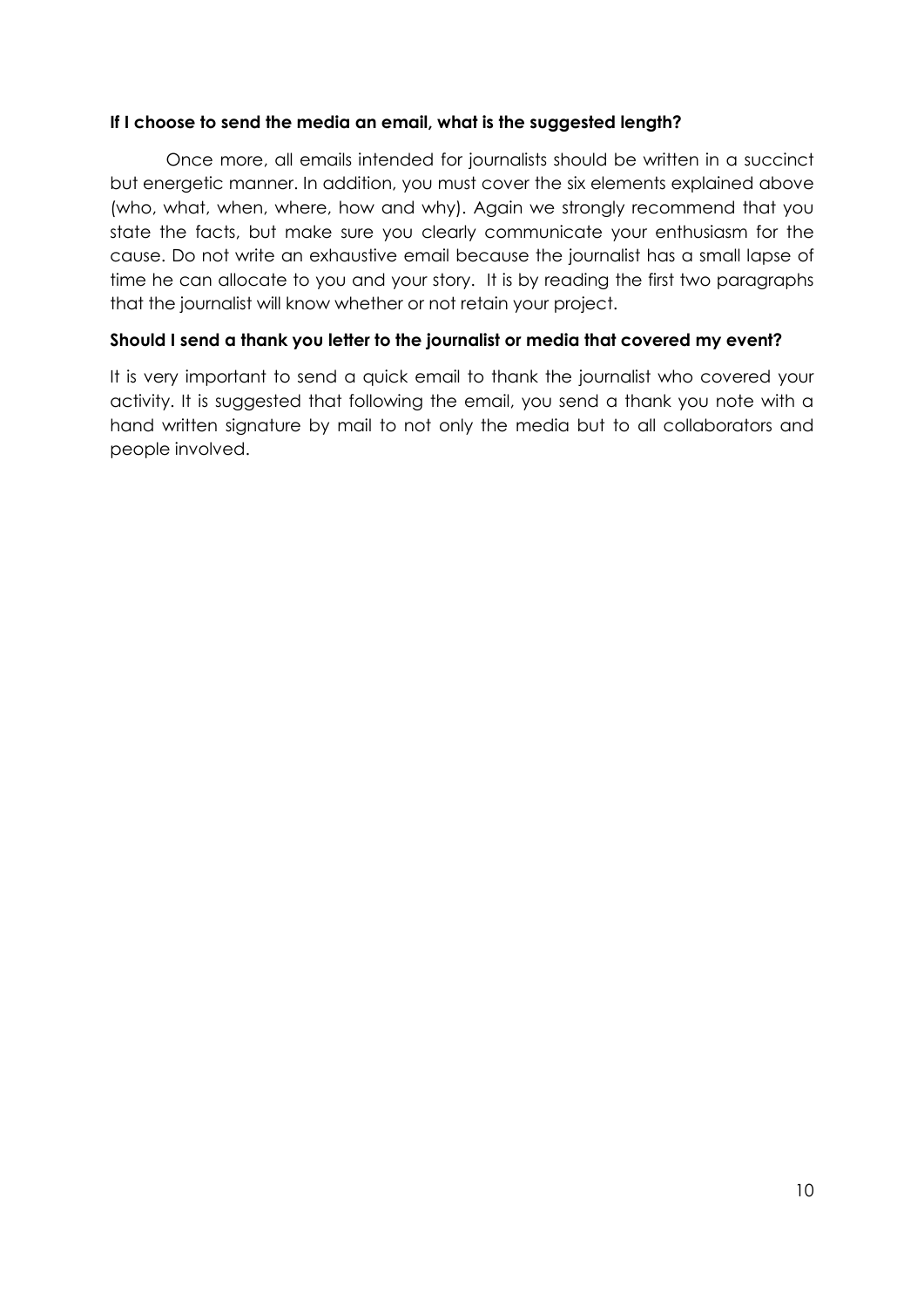**If I choose to send the media an email, what is the suggested length?**

Once more, all emails intended for journalists should be written in a succinct but energetic manner. In addition, you must cover the six elements explained above (who, what, when, where, how and why). Again we strongly recommend that you state the facts, but make sure you clearly communicate your enthusiasm for the cause. Do not write an exhaustive email because the journalist has a small lapse of time he can allocate to you and your story. It is by reading the first two paragraphs that the journalist will know whether or not retain your project.

**Should I send a thank you letter to the journalist or media that covered my event?**

It is very important to send a quick email to thank the journalist who covered your activity. It is suggested that following the email, you send a thank you note with a hand written signature by mail to not only the media but to all collaborators and people involved.